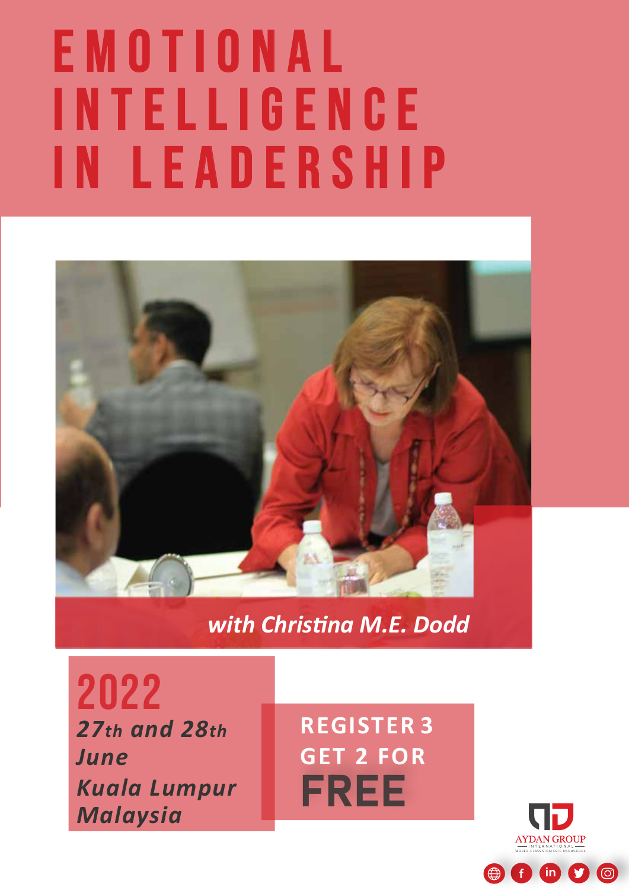# EMOTIONAL INTELLIGENCE IN LEADERSHIP

*with Christina M.E. Dodd*

**2022**

***27th and 28th June***

***Kuala Lumpur Malaysia***

**REGISTER 3 GET 2 FOR FREE**

AYDAN GROUP INTERNATIONAL
WORLD-CLASS STRATEGIC KNOWLEDGE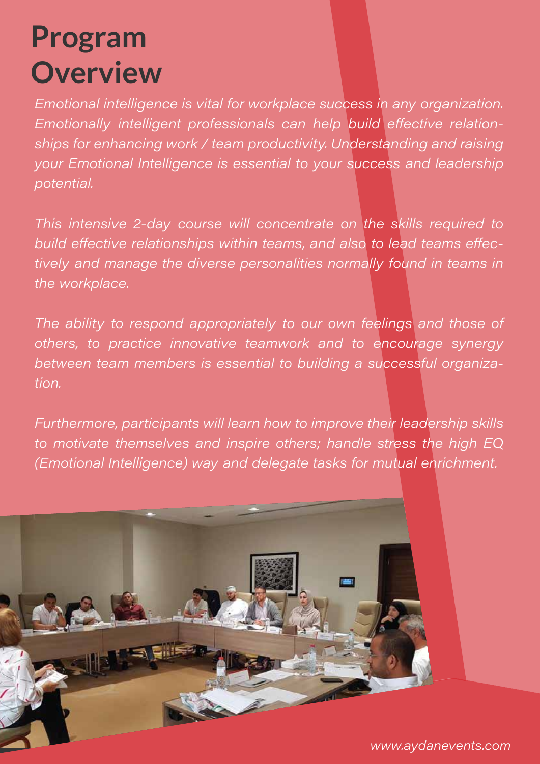# Program Overview

*Emotional intelligence is vital for workplace success in any organization. Emotionally intelligent professionals can help build effective relationships for enhancing work / team productivity. Understanding and raising your Emotional Intelligence is essential to your success and leadership potential.*

*This intensive 2-day course will concentrate on the skills required to build effective relationships within teams, and also to lead teams effectively and manage the diverse personalities normally found in teams in the workplace.*

*The ability to respond appropriately to our own feelings and those of others, to practice innovative teamwork and to encourage synergy between team members is essential to building a successful organization.*

*Furthermore, participants will learn how to improve their leadership skills to motivate themselves and inspire others; handle stress the high EQ (Emotional Intelligence) way and delegate tasks for mutual enrichment.*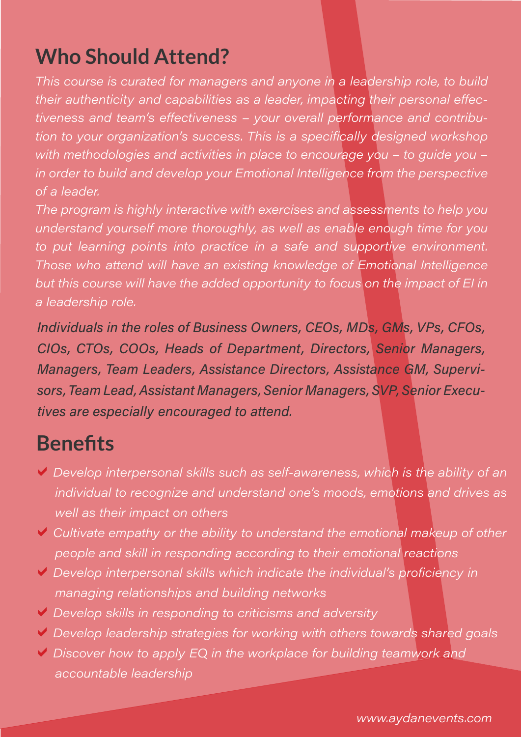## Who Should Attend?

*This course is curated for managers and anyone in a leadership role, to build their authenticity and capabilities as a leader, impacting their personal effectiveness and team's effectiveness – your overall performance and contribution to your organization's success. This is a specifically designed workshop with methodologies and activities in place to encourage you – to guide you – in order to build and develop your Emotional Intelligence from the perspective of a leader.*

*The program is highly interactive with exercises and assessments to help you understand yourself more thoroughly, as well as enable enough time for you to put learning points into practice in a safe and supportive environment. Those who attend will have an existing knowledge of Emotional Intelligence but this course will have the added opportunity to focus on the impact of EI in a leadership role.*

*Individuals in the roles of Business Owners, CEOs, MDs, GMs, VPs, CFOs, CIOs, CTOs, COOs, Heads of Department, Directors, Senior Managers, Managers, Team Leaders, Assistance Directors, Assistance GM, Supervisors, Team Lead, Assistant Managers, Senior Managers, SVP, Senior Executives are especially encouraged to attend.*

## Benefits

- *Develop interpersonal skills such as self-awareness, which is the ability of an individual to recognize and understand one's moods, emotions and drives as well as their impact on others*
- *Cultivate empathy or the ability to understand the emotional makeup of other people and skill in responding according to their emotional reactions*
- *Develop interpersonal skills which indicate the individual's proficiency in managing relationships and building networks*
- *Develop skills in responding to criticisms and adversity*
- *Develop leadership strategies for working with others towards shared goals*
- *Discover how to apply EQ in the workplace for building teamwork and accountable leadership*

*www.aydanevents.com*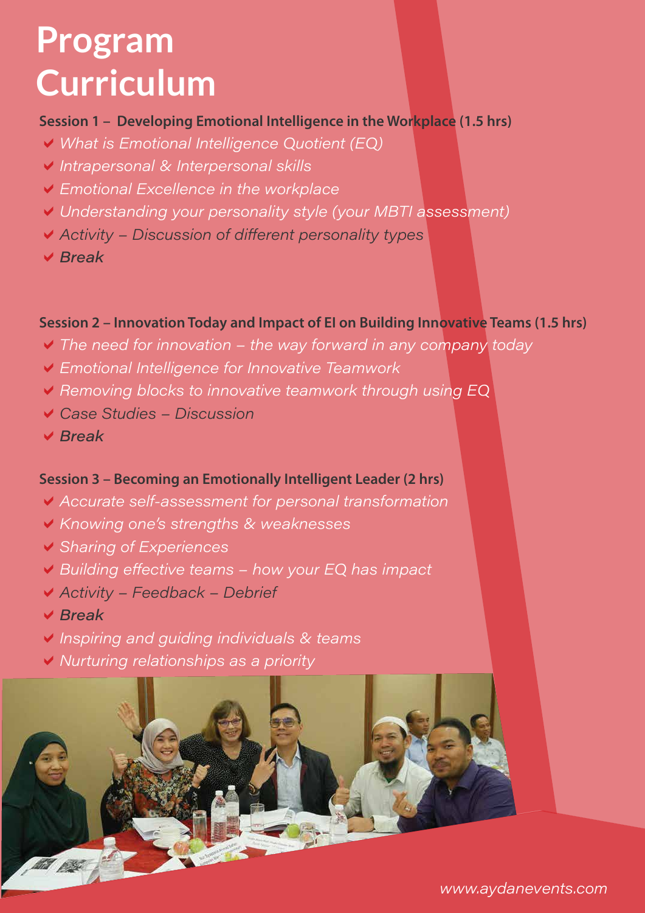# Program Curriculum

**Session 1 – Developing Emotional Intelligence in the Workplace (1.5 hrs)**

- *What is Emotional Intelligence Quotient (EQ)*
- *Intrapersonal & Interpersonal skills*
- *Emotional Excellence in the workplace*
- *Understanding your personality style (your MBTI assessment)*
- *Activity – Discussion of different personality types*
- *Break*

**Session 2 – Innovation Today and Impact of EI on Building Innovative Teams (1.5 hrs)**

- *The need for innovation – the way forward in any company today*
- *Emotional Intelligence for Innovative Teamwork*
- *Removing blocks to innovative teamwork through using EQ*
- *Case Studies – Discussion*
- *Break*

**Session 3 – Becoming an Emotionally Intelligent Leader (2 hrs)**

- *Accurate self-assessment for personal transformation*
- *Knowing one's strengths & weaknesses*
- *Sharing of Experiences*
- *Building effective teams – how your EQ has impact*
- *Activity – Feedback – Debrief*
- *Break*
- *Inspiring and guiding individuals & teams*
- *Nurturing relationships as a priority*

www.aydanevents.com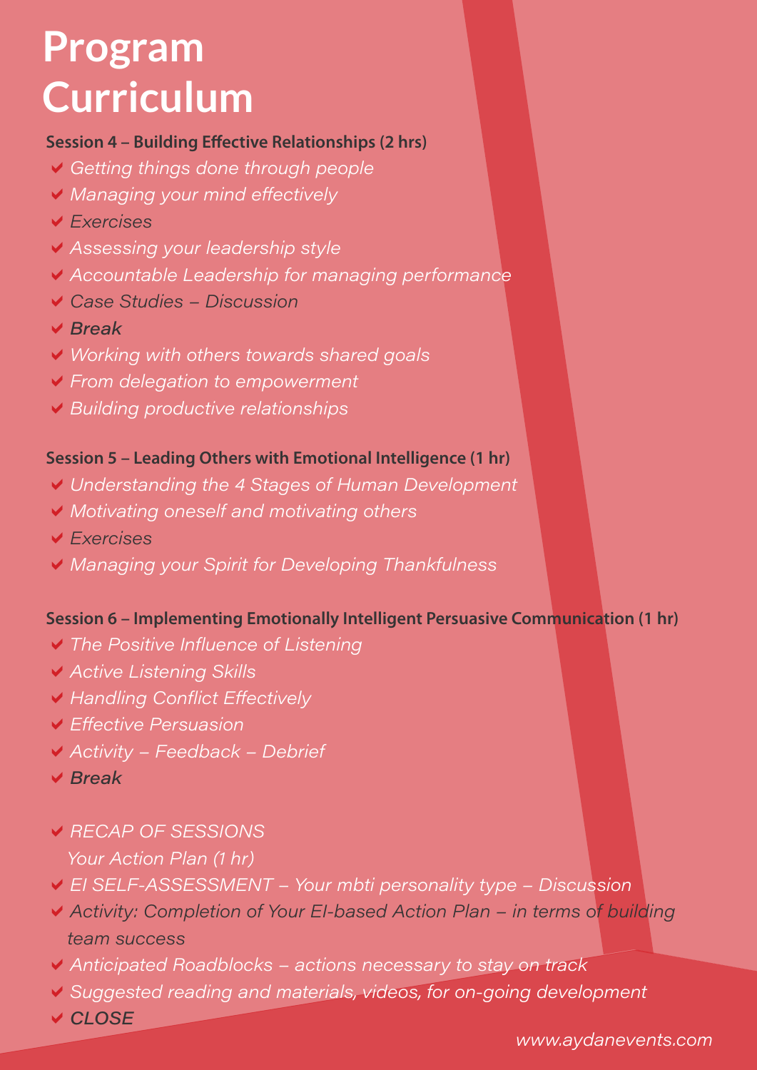# Program Curriculum

**Session 4 – Building Effective Relationships (2 hrs)**

- *Getting things done through people*
- *Managing your mind effectively*
- *Exercises*
- *Assessing your leadership style*
- *Accountable Leadership for managing performance*
- *Case Studies – Discussion*
- ***Break***
- *Working with others towards shared goals*
- *From delegation to empowerment*
- *Building productive relationships*

**Session 5 – Leading Others with Emotional Intelligence (1 hr)**

- *Understanding the 4 Stages of Human Development*
- *Motivating oneself and motivating others*
- *Exercises*
- *Managing your Spirit for Developing Thankfulness*

**Session 6 – Implementing Emotionally Intelligent Persuasive Communication (1 hr)**

- *The Positive Influence of Listening*
- *Active Listening Skills*
- *Handling Conflict Effectively*
- *Effective Persuasion*
- *Activity – Feedback – Debrief*
- ***Break***

- *RECAP OF SESSIONS*
  *Your Action Plan (1 hr)*
- *EI SELF-ASSESSMENT – Your mbti personality type – Discussion*
- *Activity: Completion of Your EI-based Action Plan – in terms of building team success*
- *Anticipated Roadblocks – actions necessary to stay on track*
- *Suggested reading and materials, videos, for on-going development*
- ***CLOSE***

*www.aydanevents.com*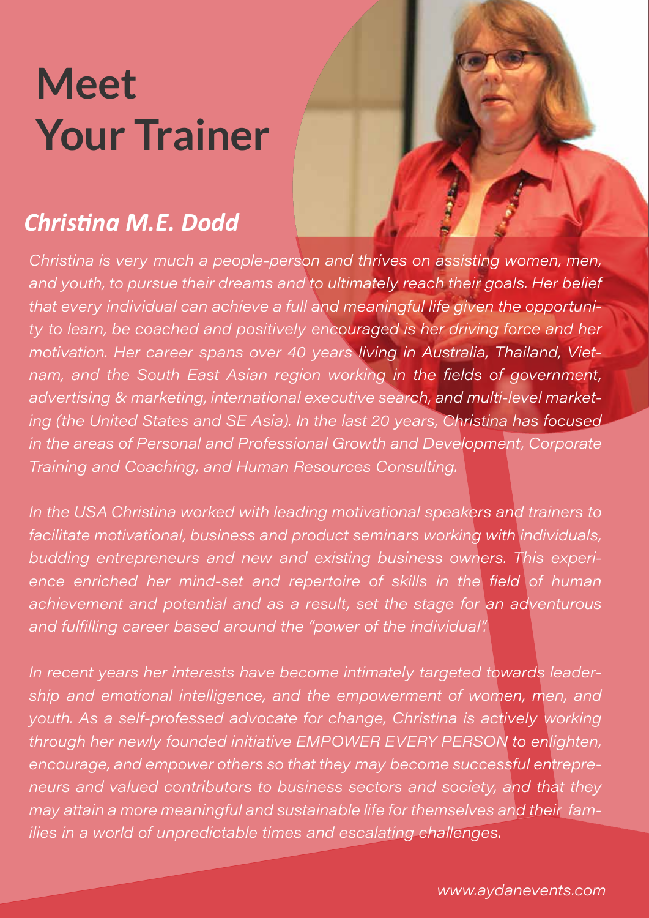# Meet Your Trainer

## *Christina M.E. Dodd*

*Christina is very much a people-person and thrives on assisting women, men, and youth, to pursue their dreams and to ultimately reach their goals. Her belief that every individual can achieve a full and meaningful life given the opportunity to learn, be coached and positively encouraged is her driving force and her motivation. Her career spans over 40 years living in Australia, Thailand, Vietnam, and the South East Asian region working in the fields of government, advertising & marketing, international executive search, and multi-level marketing (the United States and SE Asia). In the last 20 years, Christina has focused in the areas of Personal and Professional Growth and Development, Corporate Training and Coaching, and Human Resources Consulting.*

*In the USA Christina worked with leading motivational speakers and trainers to facilitate motivational, business and product seminars working with individuals, budding entrepreneurs and new and existing business owners. This experience enriched her mind-set and repertoire of skills in the field of human achievement and potential and as a result, set the stage for an adventurous and fulfilling career based around the "power of the individual".*

*In recent years her interests have become intimately targeted towards leadership and emotional intelligence, and the empowerment of women, men, and youth. As a self-professed advocate for change, Christina is actively working through her newly founded initiative EMPOWER EVERY PERSON to enlighten, encourage, and empower others so that they may become successful entrepreneurs and valued contributors to business sectors and society, and that they may attain a more meaningful and sustainable life for themselves and their families in a world of unpredictable times and escalating challenges.*

*www.aydanevents.com*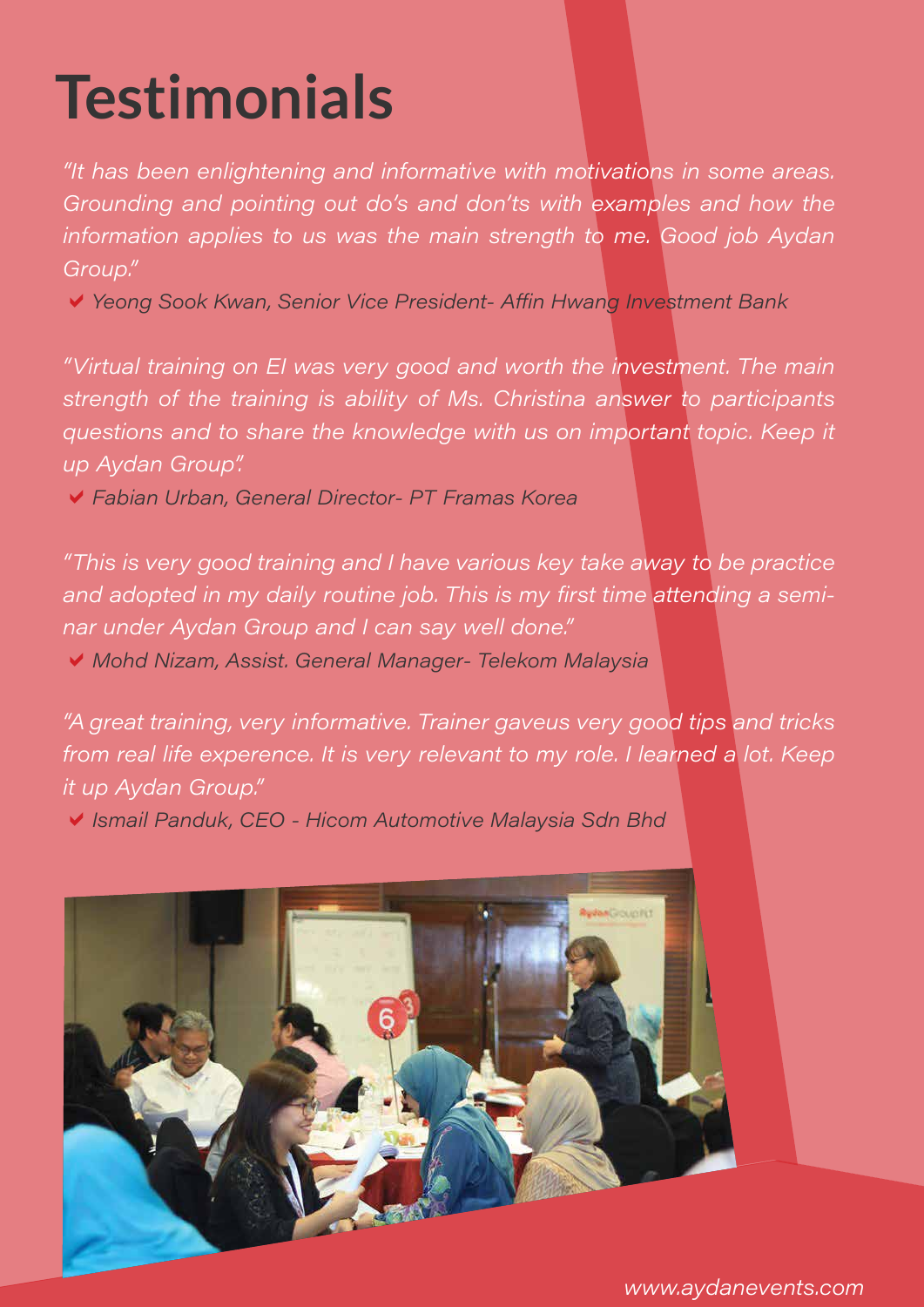# Testimonials

*"It has been enlightening and informative with motivations in some areas. Grounding and pointing out do's and don'ts with examples and how the information applies to us was the main strength to me. Good job Aydan Group."*

- *Yeong Sook Kwan, Senior Vice President- Affin Hwang Investment Bank*

*"Virtual training on EI was very good and worth the investment. The main strength of the training is ability of Ms. Christina answer to participants questions and to share the knowledge with us on important topic. Keep it up Aydan Group".*

- *Fabian Urban, General Director- PT Framas Korea*

*"This is very good training and I have various key take away to be practice and adopted in my daily routine job. This is my first time attending a seminar under Aydan Group and I can say well done."*

- *Mohd Nizam, Assist. General Manager- Telekom Malaysia*

*"A great training, very informative. Trainer gaveus very good tips and tricks from real life experience. It is very relevant to my role. I learned a lot. Keep it up Aydan Group."*

- *Ismail Panduk, CEO - Hicom Automotive Malaysia Sdn Bhd*

*www.aydanevents.com*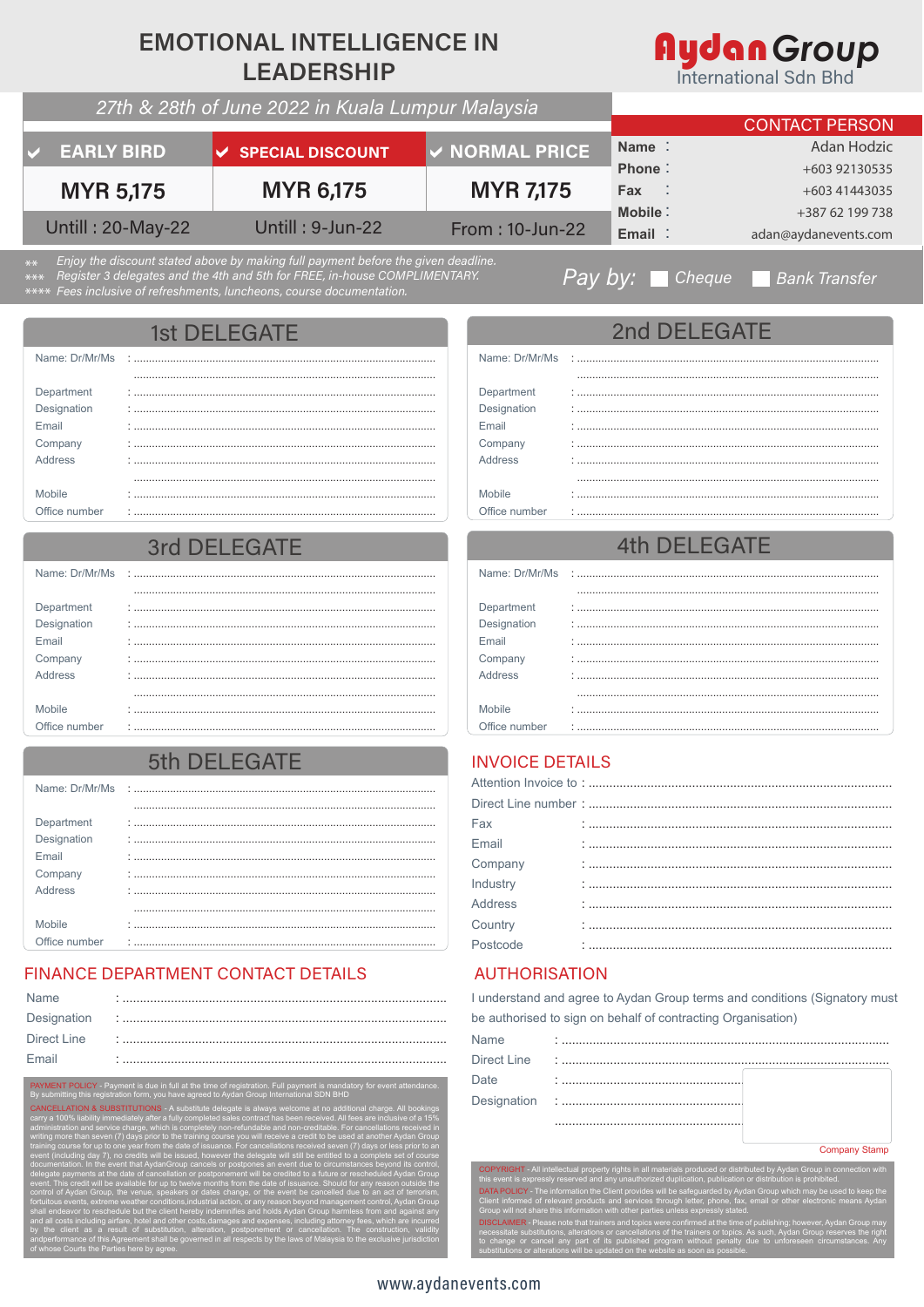# EMOTIONAL INTELLIGENCE IN LEADERSHIP

**Aydan Group** International Sdn Bhd

*27th & 28th of June 2022 in Kuala Lumpur Malaysia*

| ✔ EARLY BIRD | ✔ SPECIAL DISCOUNT | ✔ NORMAL PRICE |
|---|---|---|
| MYR 5,175 | MYR 6,175 | MYR 7,175 |
| Untill : 20-May-22 | Untill : 9-Jun-22 | From : 10-Jun-22 |

**CONTACT PERSON**

| | |
|---|---|
| **Name** : | Adan Hodzic |
| **Phone** : | +603 92130535 |
| **Fax** : | +603 41443035 |
| **Mobile** : | +387 62 199 738 |
| **Email** : | adan@aydanevents.com |

** *Enjoy the discount stated above by making full payment before the given deadline.*
*** *Register 3 delegates and the 4th and 5th for FREE, in-house COMPLIMENTARY.*
**** *Fees inclusive of refreshments, luncheons, course documentation.*

*Pay by:* ☐ *Cheque* ☐ *Bank Transfer*

## 1st DELEGATE

Name: Dr/Mr/Ms : ..........
Department : ..........
Designation : ..........
Email : ..........
Company : ..........
Address : ..........
Mobile : ..........
Office number : ..........

## 2nd DELEGATE

Name: Dr/Mr/Ms : ..........
Department : ..........
Designation : ..........
Email : ..........
Company : ..........
Address : ..........
Mobile : ..........
Office number : ..........

## 3rd DELEGATE

Name: Dr/Mr/Ms : ..........
Department : ..........
Designation : ..........
Email : ..........
Company : ..........
Address : ..........
Mobile : ..........
Office number : ..........

## 4th DELEGATE

Name: Dr/Mr/Ms : ..........
Department : ..........
Designation : ..........
Email : ..........
Company : ..........
Address : ..........
Mobile : ..........
Office number : ..........

## 5th DELEGATE

Name: Dr/Mr/Ms : ..........
Department : ..........
Designation : ..........
Email : ..........
Company : ..........
Address : ..........
Mobile : ..........
Office number : ..........

## INVOICE DETAILS

Attention Invoice to : ..........
Direct Line number : ..........
Fax : ..........
Email : ..........
Company : ..........
Industry : ..........
Address : ..........
Country : ..........
Postcode : ..........

## FINANCE DEPARTMENT CONTACT DETAILS

Name : ..........
Designation : ..........
Direct Line : ..........
Email : ..........

PAYMENT POLICY - Payment is due in full at the time of registration. Full payment is mandatory for event attendance. By submitting this registration form, you have agreed to Aydan Group International SDN BHD

CANCELLATION & SUBSTITUTIONS - A substitute delegate is always welcome at no additional charge. All bookings carry a 100% liability immediately after a fully completed sales contract has been received. All fees are inclusive of a 15% administration and service charge, which is completely non-refundable and non-creditable. For cancellations received in writing more than seven (7) days prior to the training course you will receive a credit to be used at another Aydan Group training course for up to one year from the date of issuance. For cancellations received seven (7) days or less prior to an event (including day 7), no credits will be issued, however the delegate will still be entitled to a complete set of course documentation. In the event that AydanGroup cancels or postpones an event due to circumstances beyond its control, delegate payments at the date of cancellation or postponement will be credited to a future or rescheduled Aydan Group event. This credit will be available for up to twelve months from the date of issuance. Should for any reason outside the control of Aydan Group, the venue, speakers or dates change, or the event be cancelled due to an act of terrorism, fortuitous events, extreme weather conditions,industrial action, or any reason beyond management control, Aydan Group shall endeavor to reschedule but the client hereby indemnifies and holds Aydan Group harmless from and against any and all costs including airfare, hotel and other costs,damages and expenses, including attorney fees, which are incurred by the client as a result of substitution, alteration, postponement or cancellation. The construction, validity andperformance of this Agreement shall be governed in all respects by the laws of Malaysia to the exclusive jurisdiction of whose Courts the Parties here by agree.

## AUTHORISATION

I understand and agree to Aydan Group terms and conditions (Signatory must be authorised to sign on behalf of contracting Organisation)

Name : ..........
Direct Line : ..........
Date : ..........
Designation : ..........

Company Stamp

COPYRIGHT - All intellectual property rights in all materials produced or distributed by Aydan Group in connection with this event is expressly reserved and any unauthorized duplication, publication or distribution is prohibited.

DATA POLICY - The information the Client provides will be safeguarded by Aydan Group which may be used to keep the Client informed of relevant products and services through letter, phone, fax, email or other electronic means Aydan Group will not share this information with other parties unless expressly stated.

DISCLAIMER - Please note that trainers and topics were confirmed at the time of publishing; however, Aydan Group may necessitate substitutions, alterations or cancellations of the trainers or topics. As such, Aydan Group reserves the right to change or cancel any part of its published program without penalty due to unforeseen circumstances. Any substitutions or alterations will be updated on the website as soon as possible.

www.aydanevents.com